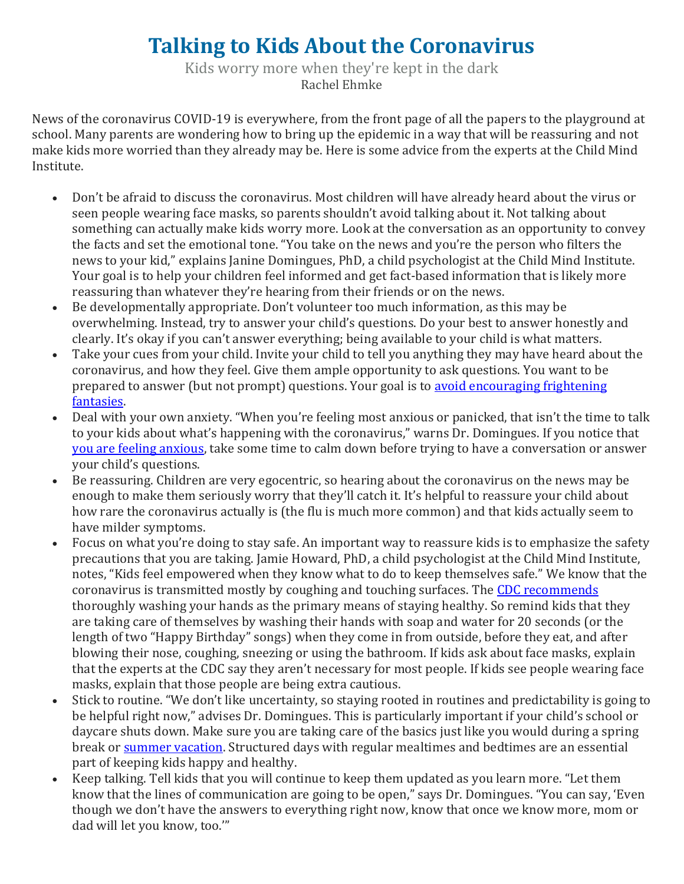# Talking to Kids About the Coronavirus

Kids worry more when they're kept in the dark

Rachel Ehmke

News of the coronavirus COVID-19 is everywhere, from the front page of all the papers to the playground at school. Many parents are wondering how to bring up the epidemic in a way that will be reassuring and not make kids more worried than they already may be. Here is some advice from the experts at the Child Mind Institute.

- Don't be afraid to discuss the coronavirus. Most children will have already heard about the virus or seen people wearing face masks, so parents shouldn't avoid talking about it. Not talking about something can actually make kids worry more. Look at the conversation as an opportunity to convey the facts and set the emotional tone. "You take on the news and you're the person who filters the news to your kid," explains Janine Domingues, PhD, a child psychologist at the Child Mind Institute. Your goal is to help your children feel informed and get fact-based information that is likely more reassuring than whatever they're hearing from their friends or on the news.
- Be developmentally appropriate. Don't volunteer too much information, as this may be overwhelming. Instead, try to answer your child's questions. Do your best to answer honestly and clearly. It's okay if you can't answer everything; being available to your child is what matters.
- Take your cues from your child. Invite your child to tell you anything they may have heard about the coronavirus, and how they feel. Give them ample opportunity to ask questions. You want to be prepared to answer (but not prompt) questions. Your goal is to avoid encouraging frightening fantasies.
- Deal with your own anxiety. "When you're feeling most anxious or panicked, that isn't the time to talk to your kids about what's happening with the coronavirus," warns Dr. Domingues. If you notice that you are feeling anxious, take some time to calm down before trying to have a conversation or answer your child's questions.
- Be reassuring. Children are very egocentric, so hearing about the coronavirus on the news may be enough to make them seriously worry that they'll catch it. It's helpful to reassure your child about how rare the coronavirus actually is (the flu is much more common) and that kids actually seem to have milder symptoms.
- Focus on what you're doing to stay safe. An important way to reassure kids is to emphasize the safety precautions that you are taking. Jamie Howard, PhD, a child psychologist at the Child Mind Institute, notes, "Kids feel empowered when they know what to do to keep themselves safe." We know that the coronavirus is transmitted mostly by coughing and touching surfaces. The CDC recommends thoroughly washing your hands as the primary means of staying healthy. So remind kids that they are taking care of themselves by washing their hands with soap and water for 20 seconds (or the length of two "Happy Birthday" songs) when they come in from outside, before they eat, and after blowing their nose, coughing, sneezing or using the bathroom. If kids ask about face masks, explain that the experts at the CDC say they aren't necessary for most people. If kids see people wearing face masks, explain that those people are being extra cautious.
- Stick to routine. "We don't like uncertainty, so staying rooted in routines and predictability is going to be helpful right now," advises Dr. Domingues. This is particularly important if your child's school or daycare shuts down. Make sure you are taking care of the basics just like you would during a spring break or summer vacation. Structured days with regular mealtimes and bedtimes are an essential part of keeping kids happy and healthy.
- Keep talking. Tell kids that you will continue to keep them updated as you learn more. "Let them know that the lines of communication are going to be open," says Dr. Domingues. "You can say, 'Even though we don't have the answers to everything right now, know that once we know more, mom or dad will let you know, too.'"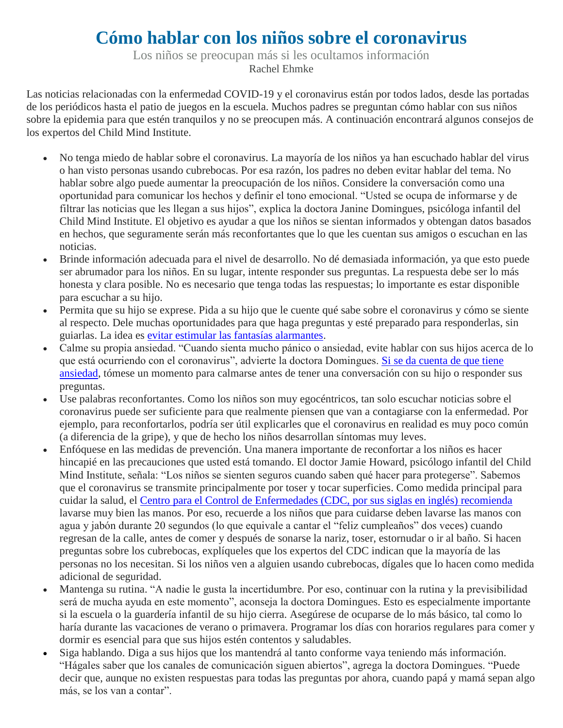# Cómo hablar con los niños sobre el coronavirus

Los niños se preocupan más si les ocultamos información

Rachel Ehmke

Las noticias relacionadas con la enfermedad COVID-19 y el coronavirus están por todos lados, desde las portadas de los periódicos hasta el patio de juegos en la escuela. Muchos padres se preguntan cómo hablar con sus niños sobre la epidemia para que estén tranquilos y no se preocupen más. A continuación encontrará algunos consejos de los expertos del Child Mind Institute.

- No tenga miedo de hablar sobre el coronavirus. La mayoría de los niños ya han escuchado hablar del virus o han visto personas usando cubrebocas. Por esa razón, los padres no deben evitar hablar del tema. No hablar sobre algo puede aumentar la preocupación de los niños. Considere la conversación como una oportunidad para comunicar los hechos y definir el tono emocional. “Usted se ocupa de informarse y de filtrar las noticias que les llegan a sus hijos”, explica la doctora Janine Domingues, psicóloga infantil del Child Mind Institute. El objetivo es ayudar a que los niños se sientan informados y obtengan datos basados en hechos, que seguramente serán más reconfortantes que lo que les cuentan sus amigos o escuchan en las noticias.
- Brinde información adecuada para el nivel de desarrollo. No dé demasiada información, ya que esto puede ser abrumador para los niños. En su lugar, intente responder sus preguntas. La respuesta debe ser lo más honesta y clara posible. No es necesario que tenga todas las respuestas; lo importante es estar disponible para escuchar a su hijo.
- Permita que su hijo se exprese. Pida a su hijo que le cuente qué sabe sobre el coronavirus y cómo se siente al respecto. Dele muchas oportunidades para que haga preguntas y esté preparado para responderlas, sin guiarlas. La idea es evitar estimular las fantasías alarmantes.
- Calme su propia ansiedad. “Cuando sienta mucho pánico o ansiedad, evite hablar con sus hijos acerca de lo que está ocurriendo con el coronavirus”, advierte la doctora Domingues. Si se da cuenta de que tiene ansiedad, tómese un momento para calmarse antes de tener una conversación con su hijo o responder sus preguntas.
- Use palabras reconfortantes. Como los niños son muy egocéntricos, tan solo escuchar noticias sobre el coronavirus puede ser suficiente para que realmente piensen que van a contagiarse con la enfermedad. Por ejemplo, para reconfortarlos, podría ser útil explicarles que el coronavirus en realidad es muy poco común (a diferencia de la gripe), y que de hecho los niños desarrollan síntomas muy leves.
- Enfóquese en las medidas de prevención. Una manera importante de reconfortar a los niños es hacer hincapié en las precauciones que usted está tomando. El doctor Jamie Howard, psicólogo infantil del Child Mind Institute, señala: “Los niños se sienten seguros cuando saben qué hacer para protegerse”. Sabemos que el coronavirus se transmite principalmente por toser y tocar superficies. Como medida principal para cuidar la salud, el Centro para el Control de Enfermedades (CDC, por sus siglas en inglés) recomienda lavarse muy bien las manos. Por eso, recuerde a los niños que para cuidarse deben lavarse las manos con agua y jabón durante 20 segundos (lo que equivale a cantar el “feliz cumpleaños” dos veces) cuando regresan de la calle, antes de comer y después de sonarse la nariz, toser, estornudar o ir al baño. Si hacen preguntas sobre los cubrebocas, explíqueles que los expertos del CDC indican que la mayoría de las personas no los necesitan. Si los niños ven a alguien usando cubrebocas, dígales que lo hacen como medida adicional de seguridad.
- Mantenga su rutina. “A nadie le gusta la incertidumbre. Por eso, continuar con la rutina y la previsibilidad será de mucha ayuda en este momento”, aconseja la doctora Domingues. Esto es especialmente importante si la escuela o la guardería infantil de su hijo cierra. Asegúrese de ocuparse de lo más básico, tal como lo haría durante las vacaciones de verano o primavera. Programar los días con horarios regulares para comer y dormir es esencial para que sus hijos estén contentos y saludables.
- Siga hablando. Diga a sus hijos que los mantendrá al tanto conforme vaya teniendo más información. “Hágales saber que los canales de comunicación siguen abiertos”, agrega la doctora Domingues. “Puede decir que, aunque no existen respuestas para todas las preguntas por ahora, cuando papá y mamá sepan algo más, se los van a contar”.